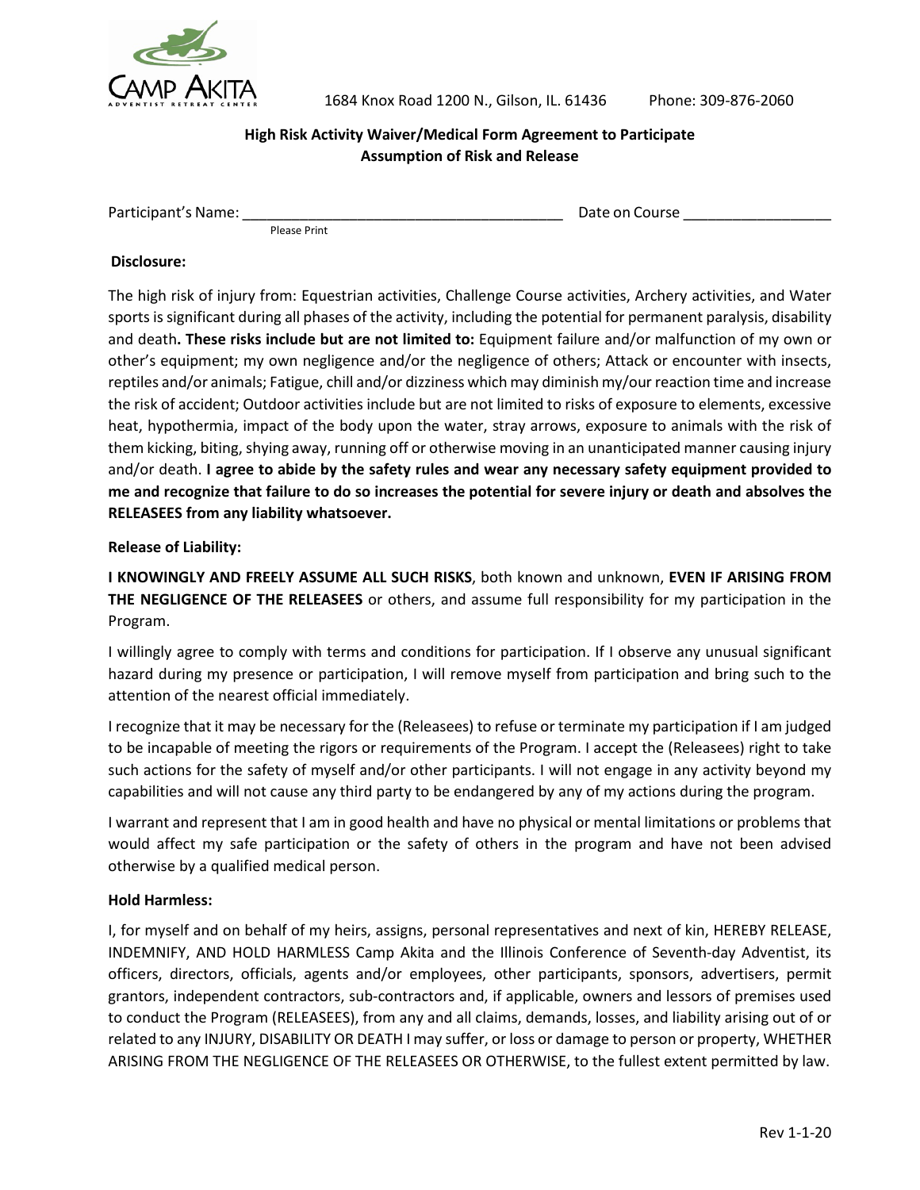CAMP AKITA
ADVENTIST RETREAT CENTER

1684 Knox Road 1200 N., Gilson, IL. 61436 Phone: 309-876-2060

**High Risk Activity Waiver/Medical Form Agreement to Participate**
**Assumption of Risk and Release**

Participant's Name: ______________________________________ Date on Course _________________
Please Print

**Disclosure:**

The high risk of injury from: Equestrian activities, Challenge Course activities, Archery activities, and Water sports is significant during all phases of the activity, including the potential for permanent paralysis, disability and death**. These risks include but are not limited to:** Equipment failure and/or malfunction of my own or other's equipment; my own negligence and/or the negligence of others; Attack or encounter with insects, reptiles and/or animals; Fatigue, chill and/or dizziness which may diminish my/our reaction time and increase the risk of accident; Outdoor activities include but are not limited to risks of exposure to elements, excessive heat, hypothermia, impact of the body upon the water, stray arrows, exposure to animals with the risk of them kicking, biting, shying away, running off or otherwise moving in an unanticipated manner causing injury and/or death. **I agree to abide by the safety rules and wear any necessary safety equipment provided to me and recognize that failure to do so increases the potential for severe injury or death and absolves the RELEASEES from any liability whatsoever.**

**Release of Liability:**

**I KNOWINGLY AND FREELY ASSUME ALL SUCH RISKS**, both known and unknown, **EVEN IF ARISING FROM THE NEGLIGENCE OF THE RELEASEES** or others, and assume full responsibility for my participation in the Program.

I willingly agree to comply with terms and conditions for participation. If I observe any unusual significant hazard during my presence or participation, I will remove myself from participation and bring such to the attention of the nearest official immediately.

I recognize that it may be necessary for the (Releasees) to refuse or terminate my participation if I am judged to be incapable of meeting the rigors or requirements of the Program. I accept the (Releasees) right to take such actions for the safety of myself and/or other participants. I will not engage in any activity beyond my capabilities and will not cause any third party to be endangered by any of my actions during the program.

I warrant and represent that I am in good health and have no physical or mental limitations or problems that would affect my safe participation or the safety of others in the program and have not been advised otherwise by a qualified medical person.

**Hold Harmless:**

I, for myself and on behalf of my heirs, assigns, personal representatives and next of kin, HEREBY RELEASE, INDEMNIFY, AND HOLD HARMLESS Camp Akita and the Illinois Conference of Seventh-day Adventist, its officers, directors, officials, agents and/or employees, other participants, sponsors, advertisers, permit grantors, independent contractors, sub-contractors and, if applicable, owners and lessors of premises used to conduct the Program (RELEASEES), from any and all claims, demands, losses, and liability arising out of or related to any INJURY, DISABILITY OR DEATH I may suffer, or loss or damage to person or property, WHETHER ARISING FROM THE NEGLIGENCE OF THE RELEASEES OR OTHERWISE, to the fullest extent permitted by law.

Rev 1-1-20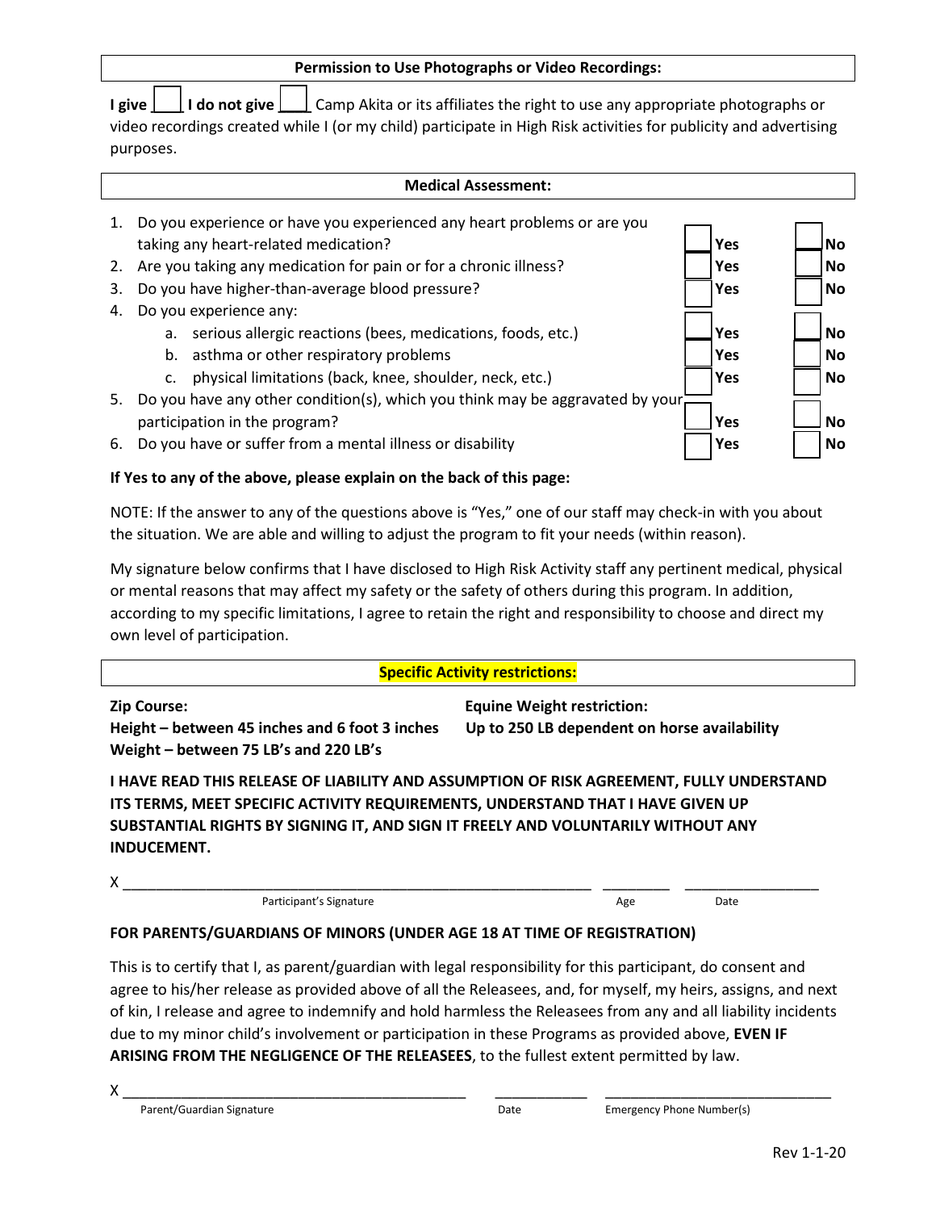**Permission to Use Photographs or Video Recordings:**

**I give** ____ **I do not give** ____ Camp Akita or its affiliates the right to use any appropriate photographs or video recordings created while I (or my child) participate in High Risk activities for publicity and advertising purposes.

**Medical Assessment:**

1. Do you experience or have you experienced any heart problems or are you taking any heart-related medication? ☐ **Yes** ☐ **No**
2. Are you taking any medication for pain or for a chronic illness? ☐ **Yes** ☐ **No**
3. Do you have higher-than-average blood pressure? ☐ **Yes** ☐ **No**
4. Do you experience any:
   a. serious allergic reactions (bees, medications, foods, etc.) ☐ **Yes** ☐ **No**
   b. asthma or other respiratory problems ☐ **Yes** ☐ **No**
   c. physical limitations (back, knee, shoulder, neck, etc.) ☐ **Yes** ☐ **No**
5. Do you have any other condition(s), which you think may be aggravated by your participation in the program? ☐ **Yes** ☐ **No**
6. Do you have or suffer from a mental illness or disability ☐ **Yes** ☐ **No**

**If Yes to any of the above, please explain on the back of this page:**

NOTE: If the answer to any of the questions above is "Yes," one of our staff may check-in with you about the situation. We are able and willing to adjust the program to fit your needs (within reason).

My signature below confirms that I have disclosed to High Risk Activity staff any pertinent medical, physical or mental reasons that may affect my safety or the safety of others during this program. In addition, according to my specific limitations, I agree to retain the right and responsibility to choose and direct my own level of participation.

**Specific Activity restrictions:**

**Zip Course:**
**Height – between 45 inches and 6 foot 3 inches**
**Weight – between 75 LB's and 220 LB's**

**Equine Weight restriction:**
**Up to 250 LB dependent on horse availability**

**I HAVE READ THIS RELEASE OF LIABILITY AND ASSUMPTION OF RISK AGREEMENT, FULLY UNDERSTAND ITS TERMS, MEET SPECIFIC ACTIVITY REQUIREMENTS, UNDERSTAND THAT I HAVE GIVEN UP SUBSTANTIAL RIGHTS BY SIGNING IT, AND SIGN IT FREELY AND VOLUNTARILY WITHOUT ANY INDUCEMENT.**

X ____________________________________________ ________ ______________
Participant's Signature Age Date

**FOR PARENTS/GUARDIANS OF MINORS (UNDER AGE 18 AT TIME OF REGISTRATION)**

This is to certify that I, as parent/guardian with legal responsibility for this participant, do consent and agree to his/her release as provided above of all the Releasees, and, for myself, my heirs, assigns, and next of kin, I release and agree to indemnify and hold harmless the Releasees from any and all liability incidents due to my minor child's involvement or participation in these Programs as provided above, **EVEN IF ARISING FROM THE NEGLIGENCE OF THE RELEASEES**, to the fullest extent permitted by law.

X ________________________________ __________ ________________________
Parent/Guardian Signature Date Emergency Phone Number(s)

Rev 1-1-20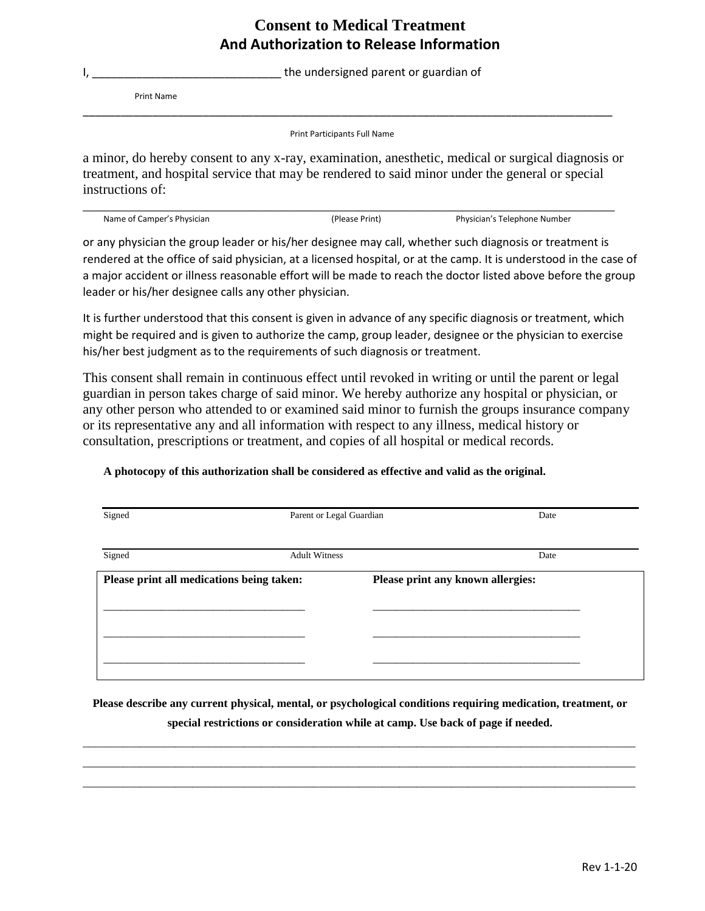# Consent to Medical Treatment
## And Authorization to Release Information

I, ______________________________ the undersigned parent or guardian of

Print Name

_____________________________________________________________________________________

Print Participants Full Name

a minor, do hereby consent to any x-ray, examination, anesthetic, medical or surgical diagnosis or treatment, and hospital service that may be rendered to said minor under the general or special instructions of:

_____________________________________________________________________________________

Name of Camper's Physician (Please Print) Physician's Telephone Number

or any physician the group leader or his/her designee may call, whether such diagnosis or treatment is rendered at the office of said physician, at a licensed hospital, or at the camp. It is understood in the case of a major accident or illness reasonable effort will be made to reach the doctor listed above before the group leader or his/her designee calls any other physician.

It is further understood that this consent is given in advance of any specific diagnosis or treatment, which might be required and is given to authorize the camp, group leader, designee or the physician to exercise his/her best judgment as to the requirements of such diagnosis or treatment.

This consent shall remain in continuous effect until revoked in writing or until the parent or legal guardian in person takes charge of said minor. We hereby authorize any hospital or physician, or any other person who attended to or examined said minor to furnish the groups insurance company or its representative any and all information with respect to any illness, medical history or consultation, prescriptions or treatment, and copies of all hospital or medical records.

**A photocopy of this authorization shall be considered as effective and valid as the original.**

_____________________________________________________________________________________

Signed Parent or Legal Guardian Date

_____________________________________________________________________________________

Signed Adult Witness Date

| **Please print all medications being taken:** | **Please print any known allergies:** |
|---|---|
| ______________________________ | ______________________________ |
| ______________________________ | ______________________________ |
| ______________________________ | ______________________________ |

**Please describe any current physical, mental, or psychological conditions requiring medication, treatment, or special restrictions or consideration while at camp. Use back of page if needed.**

_____________________________________________________________________________________

_____________________________________________________________________________________

_____________________________________________________________________________________

Rev 1-1-20